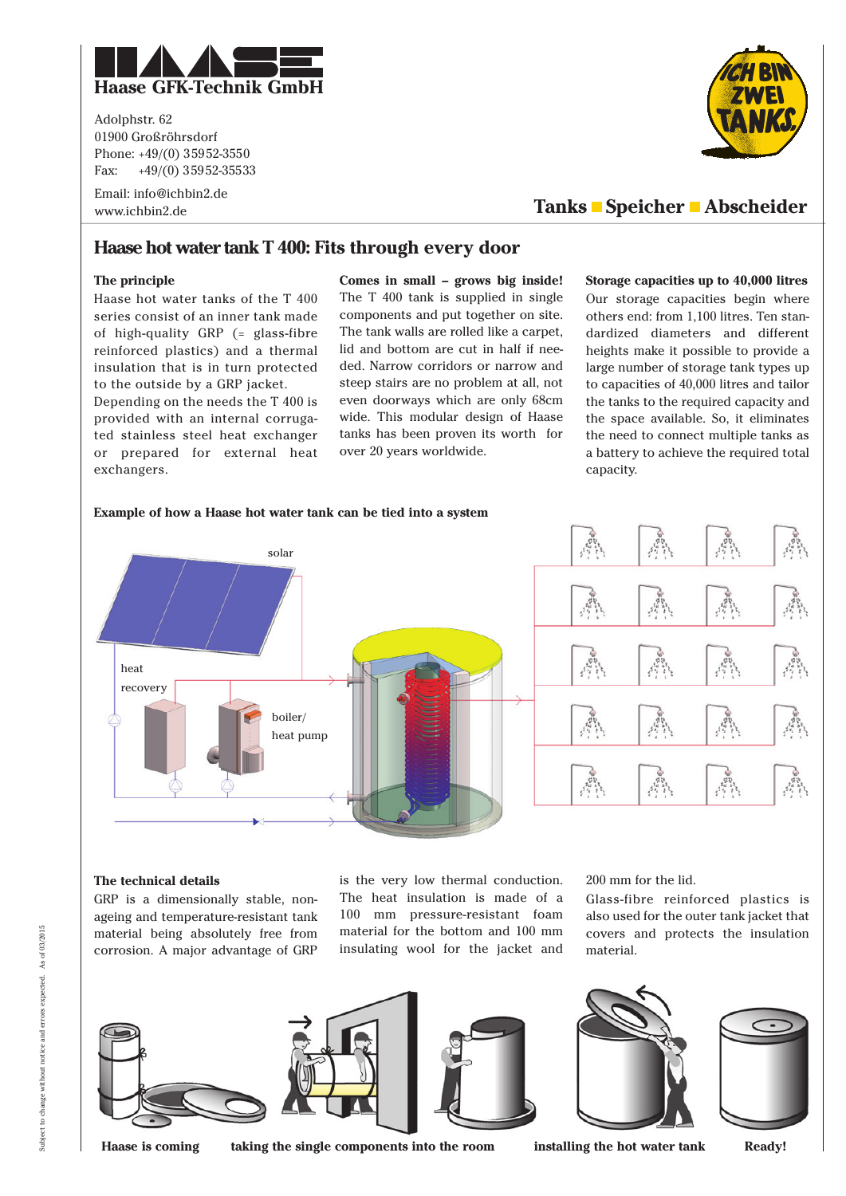# Haase GFK-Technik GmbH

Adolphstr. 62
01900 Großröhrsdorf
Phone: +49/(0) 35952-3550
Fax: +49/(0) 35952-35533

Email: info@ichbin2.de
www.ichbin2.de

ICH BIN ZWEI TANKS.

**Tanks ■ Speicher ■ Abscheider**

## Haase hot water tank T 400: Fits through every door

### The principle

Haase hot water tanks of the T 400 series consist of an inner tank made of high-quality GRP (= glass-fibre reinforced plastics) and a thermal insulation that is in turn protected to the outside by a GRP jacket.
Depending on the needs the T 400 is provided with an internal corrugated stainless steel heat exchanger or prepared for external heat exchangers.

### Comes in small – grows big inside!

The T 400 tank is supplied in single components and put together on site. The tank walls are rolled like a carpet, lid and bottom are cut in half if needed. Narrow corridors or narrow and steep stairs are no problem at all, not even doorways which are only 68cm wide. This modular design of Haase tanks has been proven its worth for over 20 years worldwide.

### Storage capacities up to 40,000 litres

Our storage capacities begin where others end: from 1,100 litres. Ten standardized diameters and different heights make it possible to provide a large number of storage tank types up to capacities of 40,000 litres and tailor the tanks to the required capacity and the space available. So, it eliminates the need to connect multiple tanks as a battery to achieve the required total capacity.

### Example of how a Haase hot water tank can be tied into a system

solar

heat recovery

boiler/ heat pump

### The technical details

GRP is a dimensionally stable, non-ageing and temperature-resistant tank material being absolutely free from corrosion. A major advantage of GRP is the very low thermal conduction. The heat insulation is made of a 100 mm pressure-resistant foam material for the bottom and 100 mm insulating wool for the jacket and 200 mm for the lid.
Glass-fibre reinforced plastics is also used for the outer tank jacket that covers and protects the insulation material.

**Haase is coming** **taking the single components into the room** **installing the hot water tank** **Ready!**

Subject to change without notice and errors expected. As of 03/2015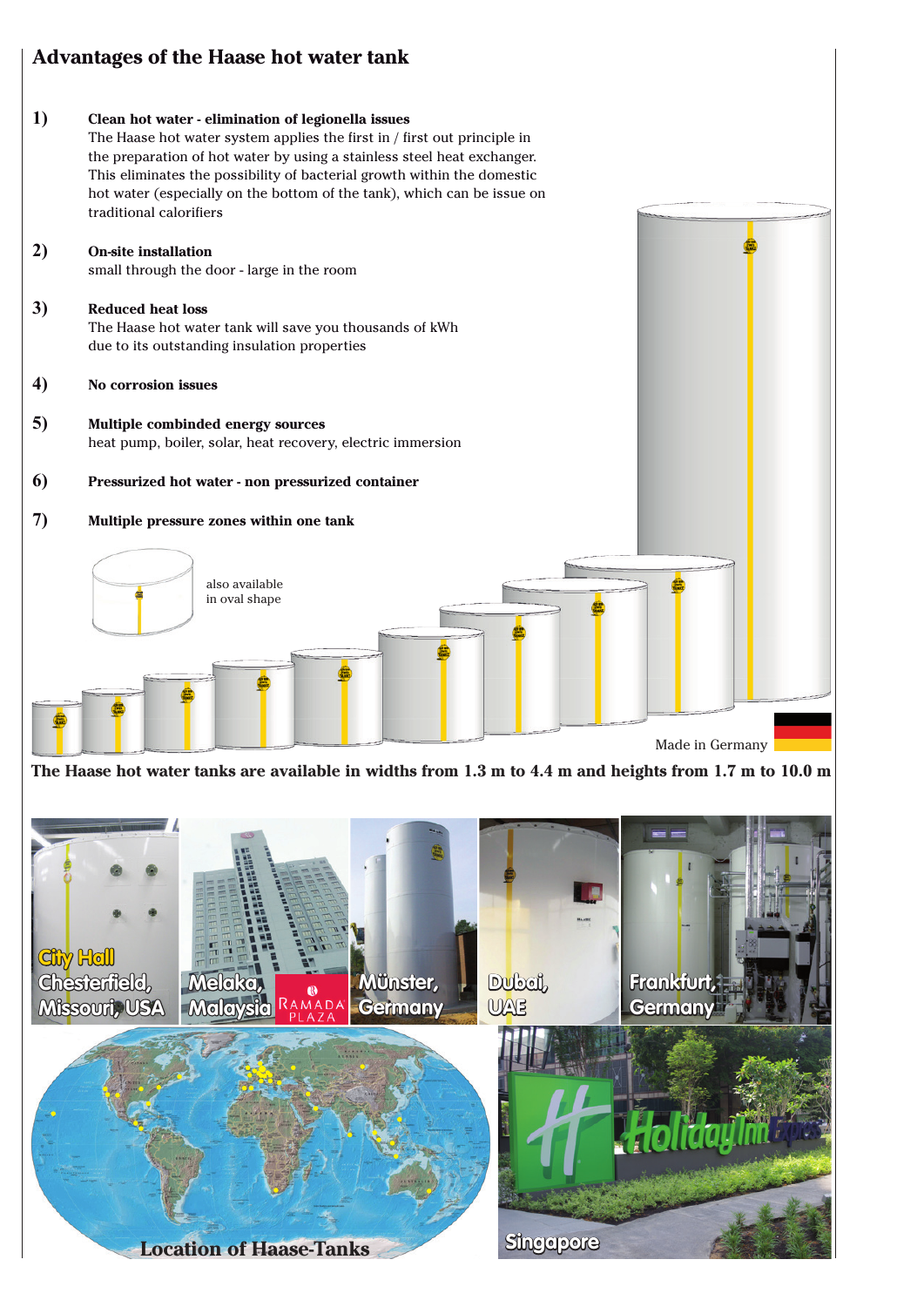## Advantages of the Haase hot water tank

**1) Clean hot water - elimination of legionella issues**
The Haase hot water system applies the first in / first out principle in the preparation of hot water by using a stainless steel heat exchanger. This eliminates the possibility of bacterial growth within the domestic hot water (especially on the bottom of the tank), which can be issue on traditional calorifiers

**2) On-site installation**
small through the door - large in the room

**3) Reduced heat loss**
The Haase hot water tank will save you thousands of kWh due to its outstanding insulation properties

**4) No corrosion issues**

**5) Multiple combinded energy sources**
heat pump, boiler, solar, heat recovery, electric immersion

**6) Pressurized hot water - non pressurized container**

**7) Multiple pressure zones within one tank**

also available in oval shape

Made in Germany

**The Haase hot water tanks are available in widths from 1.3 m to 4.4 m and heights from 1.7 m to 10.0 m**

City Hall Chesterfield, Missouri, USA

Melaka, Malaysia

RAMADA PLAZA

Münster, Germany

Dubai, UAE

Frankfurt, Germany

Location of Haase-Tanks

Singapore